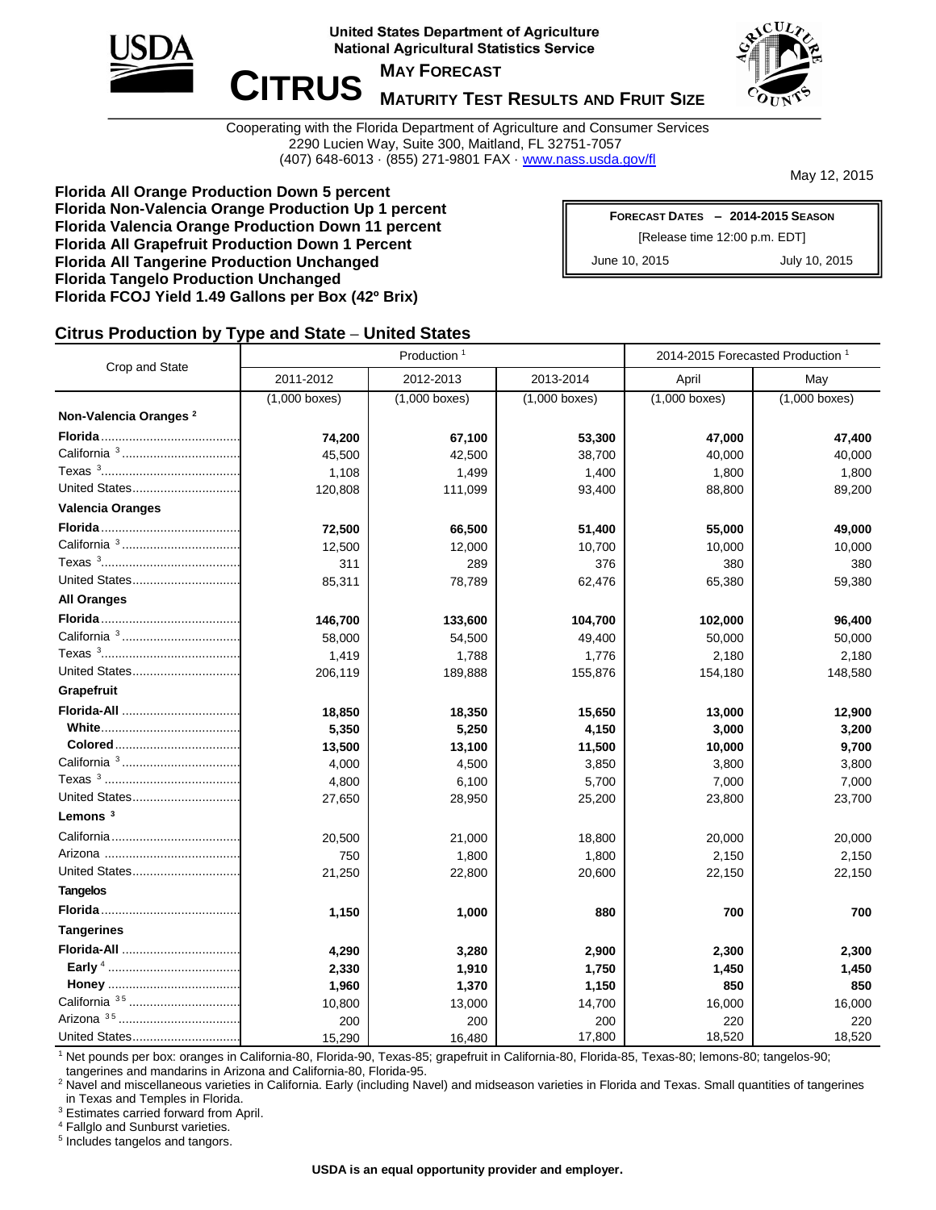United States Department of Agriculture
National Agricultural Statistics Service

# CITRUS

**MAY FORECAST**

**MATURITY TEST RESULTS AND FRUIT SIZE**

Cooperating with the Florida Department of Agriculture and Consumer Services
2290 Lucien Way, Suite 300, Maitland, FL 32751-7057
(407) 648-6013 · (855) 271-9801 FAX · www.nass.usda.gov/fl

May 12, 2015

**Florida All Orange Production Down 5 percent**
**Florida Non-Valencia Orange Production Up 1 percent**
**Florida Valencia Orange Production Down 11 percent**
**Florida All Grapefruit Production Down 1 Percent**
**Florida All Tangerine Production Unchanged**
**Florida Tangelo Production Unchanged**
**Florida FCOJ Yield 1.49 Gallons per Box (42º Brix)**

| FORECAST DATES – 2014-2015 SEASON | |
|---|---|
| [Release time 12:00 p.m. EDT] | |
| June 10, 2015 | July 10, 2015 |

## Citrus Production by Type and State – United States

| Crop and State | Production [1] | | | 2014-2015 Forecasted Production [1] | |
|---|---|---|---|---|---|
| | 2011-2012 | 2012-2013 | 2013-2014 | April | May |
| | (1,000 boxes) | (1,000 boxes) | (1,000 boxes) | (1,000 boxes) | (1,000 boxes) |
| **Non-Valencia Oranges [2]** | | | | | |
| **Florida** | **74,200** | **67,100** | **53,300** | **47,000** | **47,400** |
| California [3] | 45,500 | 42,500 | 38,700 | 40,000 | 40,000 |
| Texas [3] | 1,108 | 1,499 | 1,400 | 1,800 | 1,800 |
| United States | 120,808 | 111,099 | 93,400 | 88,800 | 89,200 |
| **Valencia Oranges** | | | | | |
| **Florida** | **72,500** | **66,500** | **51,400** | **55,000** | **49,000** |
| California [3] | 12,500 | 12,000 | 10,700 | 10,000 | 10,000 |
| Texas [3] | 311 | 289 | 376 | 380 | 380 |
| United States | 85,311 | 78,789 | 62,476 | 65,380 | 59,380 |
| **All Oranges** | | | | | |
| **Florida** | **146,700** | **133,600** | **104,700** | **102,000** | **96,400** |
| California [3] | 58,000 | 54,500 | 49,400 | 50,000 | 50,000 |
| Texas [3] | 1,419 | 1,788 | 1,776 | 2,180 | 2,180 |
| United States | 206,119 | 189,888 | 155,876 | 154,180 | 148,580 |
| **Grapefruit** | | | | | |
| **Florida-All** | **18,850** | **18,350** | **15,650** | **13,000** | **12,900** |
| **White** | **5,350** | **5,250** | **4,150** | **3,000** | **3,200** |
| **Colored** | **13,500** | **13,100** | **11,500** | **10,000** | **9,700** |
| California [3] | 4,000 | 4,500 | 3,850 | 3,800 | 3,800 |
| Texas [3] | 4,800 | 6,100 | 5,700 | 7,000 | 7,000 |
| United States | 27,650 | 28,950 | 25,200 | 23,800 | 23,700 |
| **Lemons [3]** | | | | | |
| California | 20,500 | 21,000 | 18,800 | 20,000 | 20,000 |
| Arizona | 750 | 1,800 | 1,800 | 2,150 | 2,150 |
| United States | 21,250 | 22,800 | 20,600 | 22,150 | 22,150 |
| **Tangelos** | | | | | |
| **Florida** | **1,150** | **1,000** | **880** | **700** | **700** |
| **Tangerines** | | | | | |
| **Florida-All** | **4,290** | **3,280** | **2,900** | **2,300** | **2,300** |
| **Early [4]** | **2,330** | **1,910** | **1,750** | **1,450** | **1,450** |
| **Honey** | **1,960** | **1,370** | **1,150** | **850** | **850** |
| California [3 5] | 10,800 | 13,000 | 14,700 | 16,000 | 16,000 |
| Arizona [3 5] | 200 | 200 | 200 | 220 | 220 |
| United States | 15,290 | 16,480 | 17,800 | 18,520 | 18,520 |

[1] Net pounds per box: oranges in California-80, Florida-90, Texas-85; grapefruit in California-80, Florida-85, Texas-80; lemons-80; tangelos-90; tangerines and mandarins in Arizona and California-80, Florida-95.
[2] Navel and miscellaneous varieties in California. Early (including Navel) and midseason varieties in Florida and Texas. Small quantities of tangerines in Texas and Temples in Florida.
[3] Estimates carried forward from April.
[4] Fallglo and Sunburst varieties.
[5] Includes tangelos and tangors.

**USDA is an equal opportunity provider and employer.**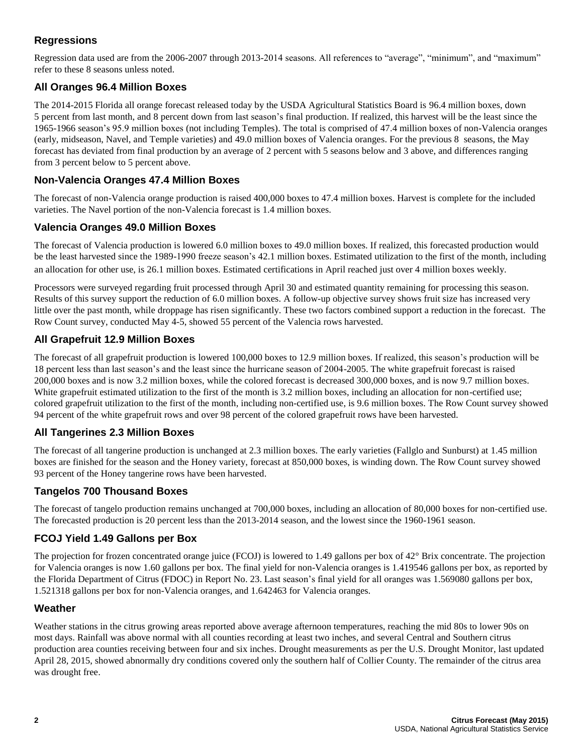## Regressions

Regression data used are from the 2006-2007 through 2013-2014 seasons. All references to “average”, “minimum”, and “maximum” refer to these 8 seasons unless noted.

## All Oranges 96.4 Million Boxes

The 2014-2015 Florida all orange forecast released today by the USDA Agricultural Statistics Board is 96.4 million boxes, down 5 percent from last month, and 8 percent down from last season’s final production. If realized, this harvest will be the least since the 1965-1966 season’s 95.9 million boxes (not including Temples). The total is comprised of 47.4 million boxes of non-Valencia oranges (early, midseason, Navel, and Temple varieties) and 49.0 million boxes of Valencia oranges. For the previous 8 seasons, the May forecast has deviated from final production by an average of 2 percent with 5 seasons below and 3 above, and differences ranging from 3 percent below to 5 percent above.

## Non-Valencia Oranges 47.4 Million Boxes

The forecast of non-Valencia orange production is raised 400,000 boxes to 47.4 million boxes. Harvest is complete for the included varieties. The Navel portion of the non-Valencia forecast is 1.4 million boxes.

## Valencia Oranges 49.0 Million Boxes

The forecast of Valencia production is lowered 6.0 million boxes to 49.0 million boxes. If realized, this forecasted production would be the least harvested since the 1989-1990 freeze season’s 42.1 million boxes. Estimated utilization to the first of the month, including an allocation for other use, is 26.1 million boxes. Estimated certifications in April reached just over 4 million boxes weekly.

Processors were surveyed regarding fruit processed through April 30 and estimated quantity remaining for processing this season. Results of this survey support the reduction of 6.0 million boxes. A follow-up objective survey shows fruit size has increased very little over the past month, while droppage has risen significantly. These two factors combined support a reduction in the forecast. The Row Count survey, conducted May 4-5, showed 55 percent of the Valencia rows harvested.

## All Grapefruit 12.9 Million Boxes

The forecast of all grapefruit production is lowered 100,000 boxes to 12.9 million boxes. If realized, this season’s production will be 18 percent less than last season’s and the least since the hurricane season of 2004-2005. The white grapefruit forecast is raised 200,000 boxes and is now 3.2 million boxes, while the colored forecast is decreased 300,000 boxes, and is now 9.7 million boxes. White grapefruit estimated utilization to the first of the month is 3.2 million boxes, including an allocation for non-certified use; colored grapefruit utilization to the first of the month, including non-certified use, is 9.6 million boxes. The Row Count survey showed 94 percent of the white grapefruit rows and over 98 percent of the colored grapefruit rows have been harvested.

## All Tangerines 2.3 Million Boxes

The forecast of all tangerine production is unchanged at 2.3 million boxes. The early varieties (Fallglo and Sunburst) at 1.45 million boxes are finished for the season and the Honey variety, forecast at 850,000 boxes, is winding down. The Row Count survey showed 93 percent of the Honey tangerine rows have been harvested.

## Tangelos 700 Thousand Boxes

The forecast of tangelo production remains unchanged at 700,000 boxes, including an allocation of 80,000 boxes for non-certified use. The forecasted production is 20 percent less than the 2013-2014 season, and the lowest since the 1960-1961 season.

## FCOJ Yield 1.49 Gallons per Box

The projection for frozen concentrated orange juice (FCOJ) is lowered to 1.49 gallons per box of 42° Brix concentrate. The projection for Valencia oranges is now 1.60 gallons per box. The final yield for non-Valencia oranges is 1.419546 gallons per box, as reported by the Florida Department of Citrus (FDOC) in Report No. 23. Last season’s final yield for all oranges was 1.569080 gallons per box, 1.521318 gallons per box for non-Valencia oranges, and 1.642463 for Valencia oranges.

## Weather

Weather stations in the citrus growing areas reported above average afternoon temperatures, reaching the mid 80s to lower 90s on most days. Rainfall was above normal with all counties recording at least two inches, and several Central and Southern citrus production area counties receiving between four and six inches. Drought measurements as per the U.S. Drought Monitor, last updated April 28, 2015, showed abnormally dry conditions covered only the southern half of Collier County. The remainder of the citrus area was drought free.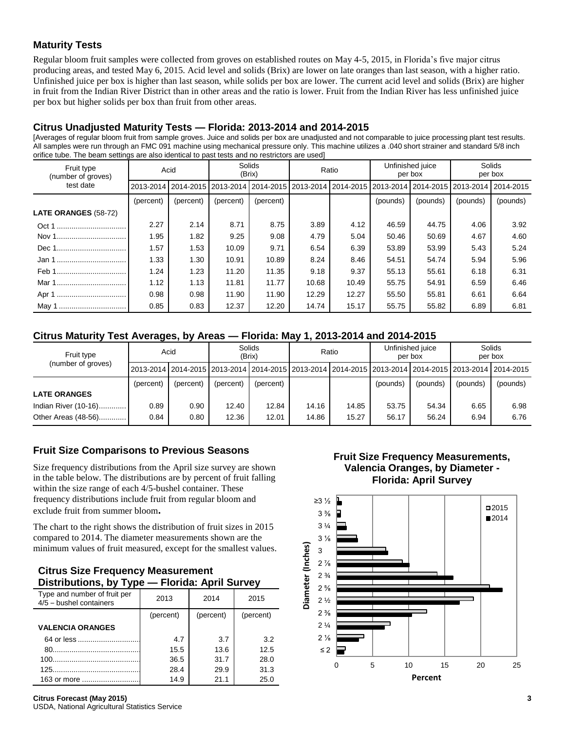## Maturity Tests

Regular bloom fruit samples were collected from groves on established routes on May 4-5, 2015, in Florida's five major citrus producing areas, and tested May 6, 2015. Acid level and solids (Brix) are lower on late oranges than last season, with a higher ratio. Unfinished juice per box is higher than last season, while solids per box are lower. The current acid level and solids (Brix) are higher in fruit from the Indian River District than in other areas and the ratio is lower. Fruit from the Indian River has less unfinished juice per box but higher solids per box than fruit from other areas.

### Citrus Unadjusted Maturity Tests — Florida: 2013-2014 and 2014-2015

[Averages of regular bloom fruit from sample groves. Juice and solids per box are unadjusted and not comparable to juice processing plant test results. All samples were run through an FMC 091 machine using mechanical pressure only. This machine utilizes a .040 short strainer and standard 5/8 inch orifice tube. The beam settings are also identical to past tests and no restrictors are used]

| Fruit type (number of groves) test date | Acid | | Solids (Brix) | | Ratio | | Unfinished juice per box | | Solids per box | |
|---|---|---|---|---|---|---|---|---|---|---|
| | 2013-2014 | 2014-2015 | 2013-2014 | 2014-2015 | 2013-2014 | 2014-2015 | 2013-2014 | 2014-2015 | 2013-2014 | 2014-2015 |
| | (percent) | (percent) | (percent) | (percent) | | | (pounds) | (pounds) | (pounds) | (pounds) |
| **LATE ORANGES** (58-72) | | | | | | | | | | |
| Oct 1 | 2.27 | 2.14 | 8.71 | 8.75 | 3.89 | 4.12 | 46.59 | 44.75 | 4.06 | 3.92 |
| Nov 1 | 1.95 | 1.82 | 9.25 | 9.08 | 4.79 | 5.04 | 50.46 | 50.69 | 4.67 | 4.60 |
| Dec 1 | 1.57 | 1.53 | 10.09 | 9.71 | 6.54 | 6.39 | 53.89 | 53.99 | 5.43 | 5.24 |
| Jan 1 | 1.33 | 1.30 | 10.91 | 10.89 | 8.24 | 8.46 | 54.51 | 54.74 | 5.94 | 5.96 |
| Feb 1 | 1.24 | 1.23 | 11.20 | 11.35 | 9.18 | 9.37 | 55.13 | 55.61 | 6.18 | 6.31 |
| Mar 1 | 1.12 | 1.13 | 11.81 | 11.77 | 10.68 | 10.49 | 55.75 | 54.91 | 6.59 | 6.46 |
| Apr 1 | 0.98 | 0.98 | 11.90 | 11.90 | 12.29 | 12.27 | 55.50 | 55.81 | 6.61 | 6.64 |
| May 1 | 0.85 | 0.83 | 12.37 | 12.20 | 14.74 | 15.17 | 55.75 | 55.82 | 6.89 | 6.81 |

### Citrus Maturity Test Averages, by Areas — Florida: May 1, 2013-2014 and 2014-2015

| Fruit type (number of groves) | Acid | | Solids (Brix) | | Ratio | | Unfinished juice per box | | Solids per box | |
|---|---|---|---|---|---|---|---|---|---|---|
| | 2013-2014 | 2014-2015 | 2013-2014 | 2014-2015 | 2013-2014 | 2014-2015 | 2013-2014 | 2014-2015 | 2013-2014 | 2014-2015 |
| | (percent) | (percent) | (percent) | (percent) | | | (pounds) | (pounds) | (pounds) | (pounds) |
| **LATE ORANGES** | | | | | | | | | | |
| Indian River (10-16) | 0.89 | 0.90 | 12.40 | 12.84 | 14.16 | 14.85 | 53.75 | 54.34 | 6.65 | 6.98 |
| Other Areas (48-56) | 0.84 | 0.80 | 12.36 | 12.01 | 14.86 | 15.27 | 56.17 | 56.24 | 6.94 | 6.76 |

## Fruit Size Comparisons to Previous Seasons

Size frequency distributions from the April size survey are shown in the table below. The distributions are by percent of fruit falling within the size range of each 4/5-bushel container. These frequency distributions include fruit from regular bloom and exclude fruit from summer bloom.

The chart to the right shows the distribution of fruit sizes in 2015 compared to 2014. The diameter measurements shown are the minimum values of fruit measured, except for the smallest values.

### Citrus Size Frequency Measurement Distributions, by Type — Florida: April Survey

| Type and number of fruit per 4/5 – bushel containers | 2013 | 2014 | 2015 |
|---|---|---|---|
| | (percent) | (percent) | (percent) |
| **VALENCIA ORANGES** | | | |
| 64 or less | 4.7 | 3.7 | 3.2 |
| 80 | 15.5 | 13.6 | 12.5 |
| 100 | 36.5 | 31.7 | 28.0 |
| 125 | 28.4 | 29.9 | 31.3 |
| 163 or more | 14.9 | 21.1 | 25.0 |

### Fruit Size Frequency Measurements, Valencia Oranges, by Diameter - Florida: April Survey

Diameter (Inches)

≥3 ½
3 ⅜
3 ¼
3 ⅛
3
2 ⅞
2 ¾
2 ⅝
2 ½
2 ⅜
2 ¼
2 ⅛
≤ 2

0 5 10 15 20 25

Percent

2015
2014